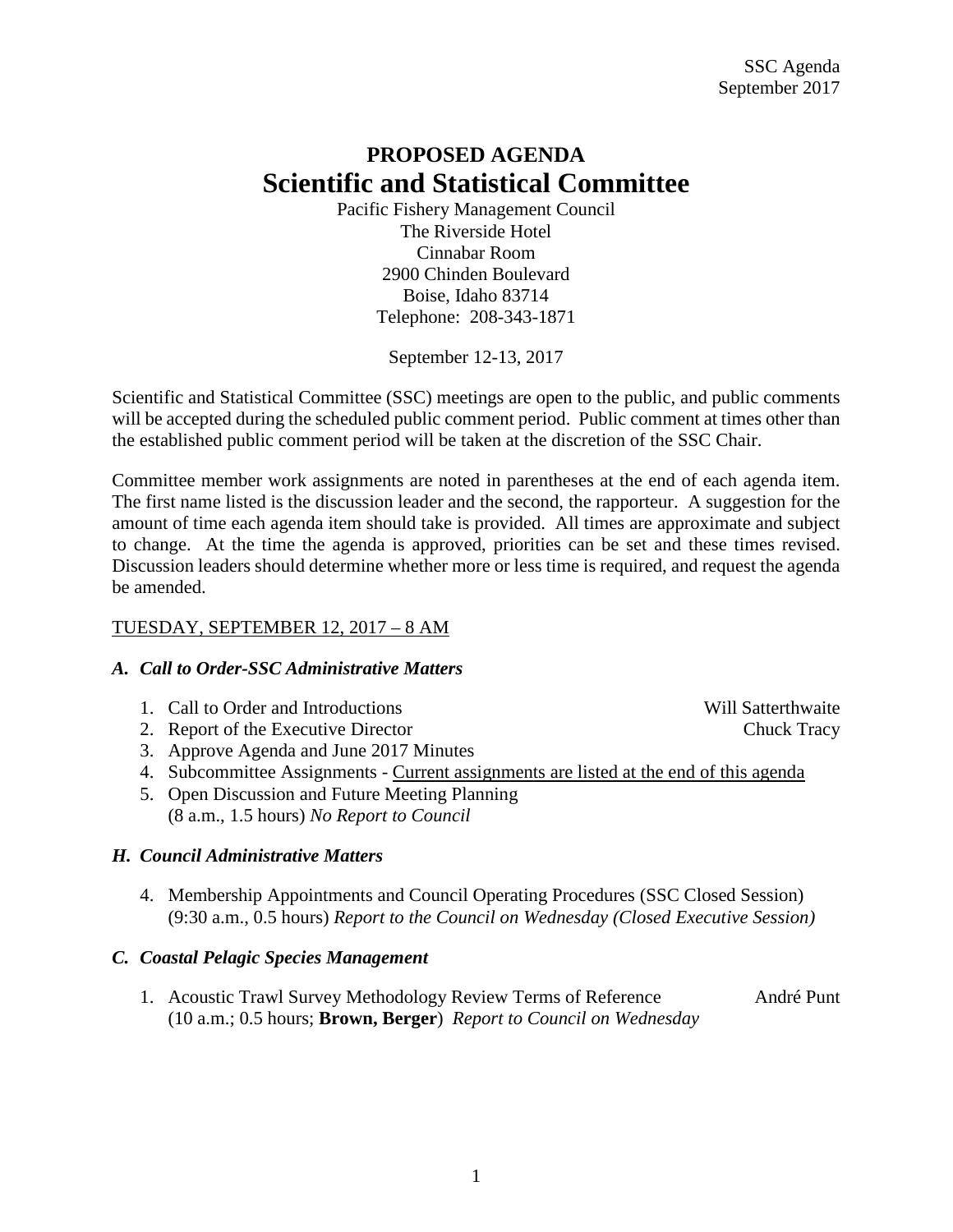# PROPOSED AGENDA

## Scientific and Statistical Committee

Pacific Fishery Management Council
The Riverside Hotel
Cinnabar Room
2900 Chinden Boulevard
Boise, Idaho 83714
Telephone: 208-343-1871

September 12-13, 2017

Scientific and Statistical Committee (SSC) meetings are open to the public, and public comments will be accepted during the scheduled public comment period. Public comment at times other than the established public comment period will be taken at the discretion of the SSC Chair.

Committee member work assignments are noted in parentheses at the end of each agenda item. The first name listed is the discussion leader and the second, the rapporteur. A suggestion for the amount of time each agenda item should take is provided. All times are approximate and subject to change. At the time the agenda is approved, priorities can be set and these times revised. Discussion leaders should determine whether more or less time is required, and request the agenda be amended.

TUESDAY, SEPTEMBER 12, 2017 – 8 AM

### *A. Call to Order-SSC Administrative Matters*

1. Call to Order and Introductions — Will Satterthwaite
2. Report of the Executive Director — Chuck Tracy
3. Approve Agenda and June 2017 Minutes
4. Subcommittee Assignments - Current assignments are listed at the end of this agenda
5. Open Discussion and Future Meeting Planning
   (8 a.m., 1.5 hours) *No Report to Council*

### *H. Council Administrative Matters*

4. Membership Appointments and Council Operating Procedures (SSC Closed Session)
   (9:30 a.m., 0.5 hours) *Report to the Council on Wednesday (Closed Executive Session)*

### *C. Coastal Pelagic Species Management*

1. Acoustic Trawl Survey Methodology Review Terms of Reference — André Punt
   (10 a.m.; 0.5 hours; **Brown, Berger**) *Report to Council on Wednesday*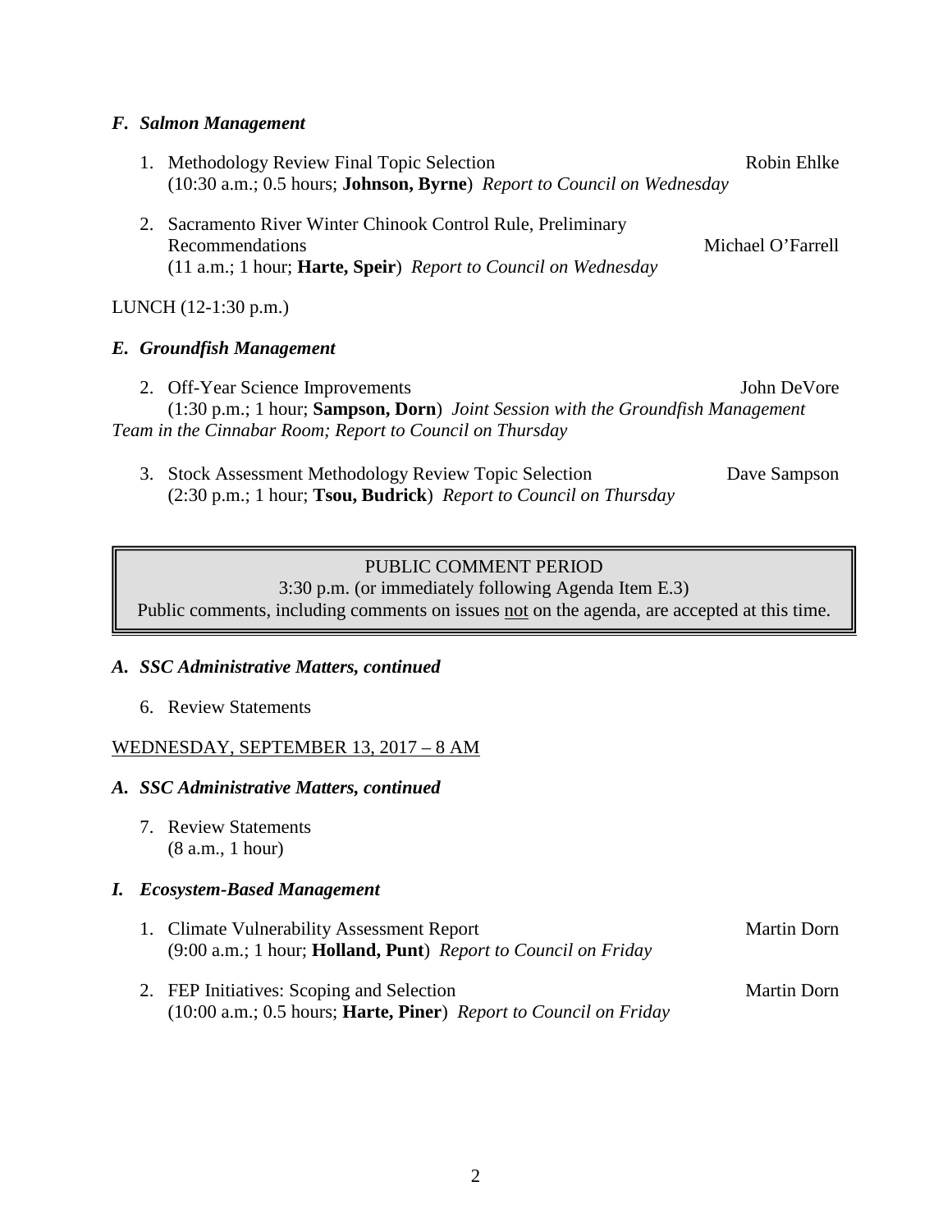### *F. Salmon Management*

1. Methodology Review Final Topic Selection — Robin Ehlke
   (10:30 a.m.; 0.5 hours; **Johnson, Byrne**) *Report to Council on Wednesday*

2. Sacramento River Winter Chinook Control Rule, Preliminary Recommendations — Michael O'Farrell
   (11 a.m.; 1 hour; **Harte, Speir**) *Report to Council on Wednesday*

LUNCH (12-1:30 p.m.)

### *E. Groundfish Management*

2. Off-Year Science Improvements — John DeVore
   (1:30 p.m.; 1 hour; **Sampson, Dorn**) *Joint Session with the Groundfish Management Team in the Cinnabar Room; Report to Council on Thursday*

3. Stock Assessment Methodology Review Topic Selection — Dave Sampson
   (2:30 p.m.; 1 hour; **Tsou, Budrick**) *Report to Council on Thursday*

---

PUBLIC COMMENT PERIOD
3:30 p.m. (or immediately following Agenda Item E.3)
Public comments, including comments on issues not on the agenda, are accepted at this time.

---

### *A. SSC Administrative Matters, continued*

6. Review Statements

WEDNESDAY, SEPTEMBER 13, 2017 – 8 AM

### *A. SSC Administrative Matters, continued*

7. Review Statements
   (8 a.m., 1 hour)

### *I. Ecosystem-Based Management*

1. Climate Vulnerability Assessment Report — Martin Dorn
   (9:00 a.m.; 1 hour; **Holland, Punt**) *Report to Council on Friday*

2. FEP Initiatives: Scoping and Selection — Martin Dorn
   (10:00 a.m.; 0.5 hours; **Harte, Piner**) *Report to Council on Friday*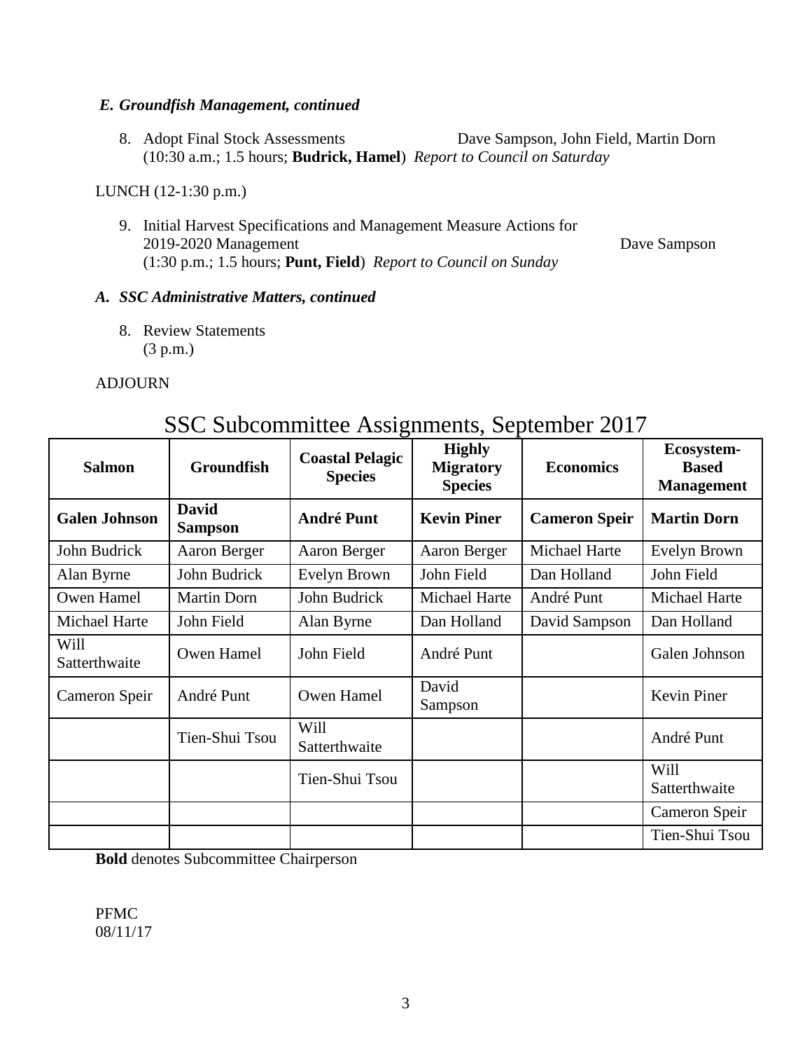### *E. Groundfish Management, continued*

8. Adopt Final Stock Assessments — Dave Sampson, John Field, Martin Dorn
   (10:30 a.m.; 1.5 hours; **Budrick, Hamel**) *Report to Council on Saturday*

LUNCH (12-1:30 p.m.)

9. Initial Harvest Specifications and Management Measure Actions for 2019-2020 Management — Dave Sampson
   (1:30 p.m.; 1.5 hours; **Punt, Field**) *Report to Council on Sunday*

### *A. SSC Administrative Matters, continued*

8. Review Statements
   (3 p.m.)

ADJOURN

## SSC Subcommittee Assignments, September 2017

| Salmon | Groundfish | Coastal Pelagic Species | Highly Migratory Species | Economics | Ecosystem-Based Management |
|---|---|---|---|---|---|
| **Galen Johnson** | **David Sampson** | **André Punt** | **Kevin Piner** | **Cameron Speir** | **Martin Dorn** |
| John Budrick | Aaron Berger | Aaron Berger | Aaron Berger | Michael Harte | Evelyn Brown |
| Alan Byrne | John Budrick | Evelyn Brown | John Field | Dan Holland | John Field |
| Owen Hamel | Martin Dorn | John Budrick | Michael Harte | André Punt | Michael Harte |
| Michael Harte | John Field | Alan Byrne | Dan Holland | David Sampson | Dan Holland |
| Will Satterthwaite | Owen Hamel | John Field | André Punt | | Galen Johnson |
| Cameron Speir | André Punt | Owen Hamel | David Sampson | | Kevin Piner |
| | Tien-Shui Tsou | Will Satterthwaite | | | André Punt |
| | | Tien-Shui Tsou | | | Will Satterthwaite |
| | | | | | Cameron Speir |
| | | | | | Tien-Shui Tsou |

**Bold** denotes Subcommittee Chairperson

PFMC
08/11/17